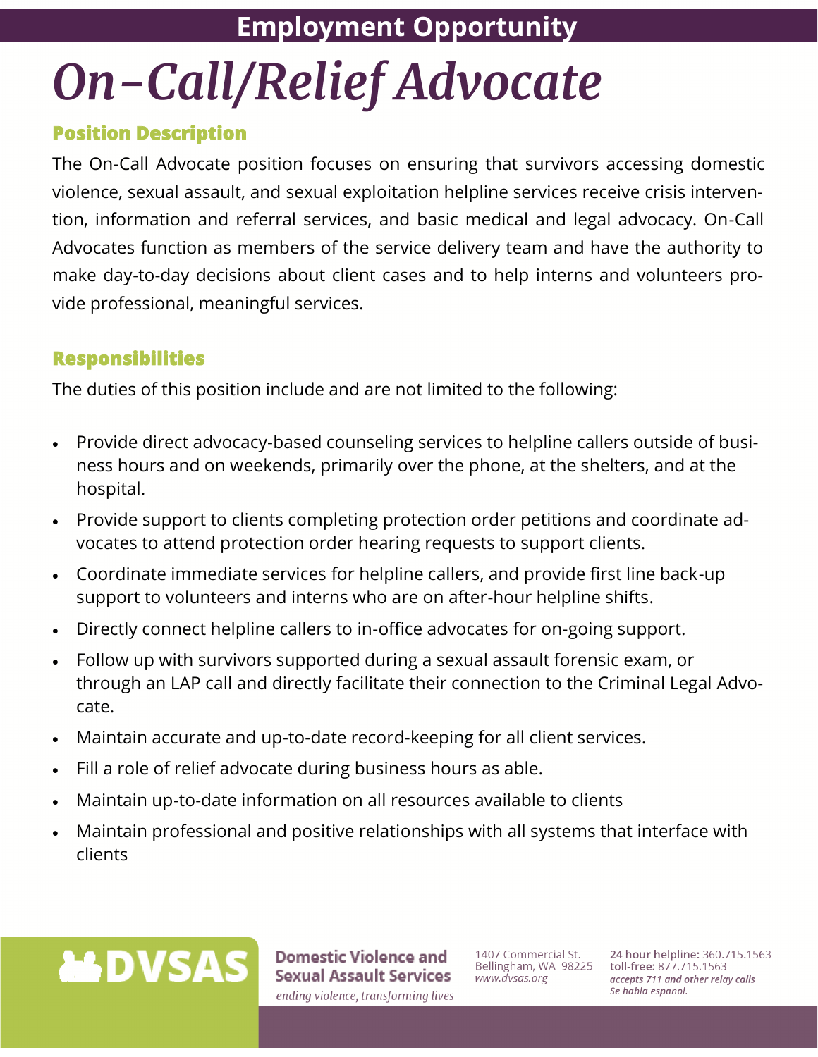**Employment Opportunity**

# *On-Call/Relief Advocate*

## Position Description

The On-Call Advocate position focuses on ensuring that survivors accessing domestic violence, sexual assault, and sexual exploitation helpline services receive crisis intervention, information and referral services, and basic medical and legal advocacy. On-Call Advocates function as members of the service delivery team and have the authority to make day-to-day decisions about client cases and to help interns and volunteers provide professional, meaningful services.

## Responsibilities

The duties of this position include and are not limited to the following:

- Provide direct advocacy-based counseling services to helpline callers outside of business hours and on weekends, primarily over the phone, at the shelters, and at the hospital.
- Provide support to clients completing protection order petitions and coordinate advocates to attend protection order hearing requests to support clients.
- Coordinate immediate services for helpline callers, and provide first line back-up support to volunteers and interns who are on after-hour helpline shifts.
- Directly connect helpline callers to in-office advocates for on-going support.
- Follow up with survivors supported during a sexual assault forensic exam, or through an LAP call and directly facilitate their connection to the Criminal Legal Advocate.
- Maintain accurate and up-to-date record-keeping for all client services.
- Fill a role of relief advocate during business hours as able.
- Maintain up-to-date information on all resources available to clients
- Maintain professional and positive relationships with all systems that interface with clients

**DVSAS**

**Domestic Violence and Sexual Assault Services**
*ending violence, transforming lives*

1407 Commercial St.
Bellingham, WA 98225
*www.dvsas.org*

**24 hour helpline:** 360.715.1563
**toll-free:** 877.715.1563
***accepts 711 and other relay calls***
***Se habla espanol.***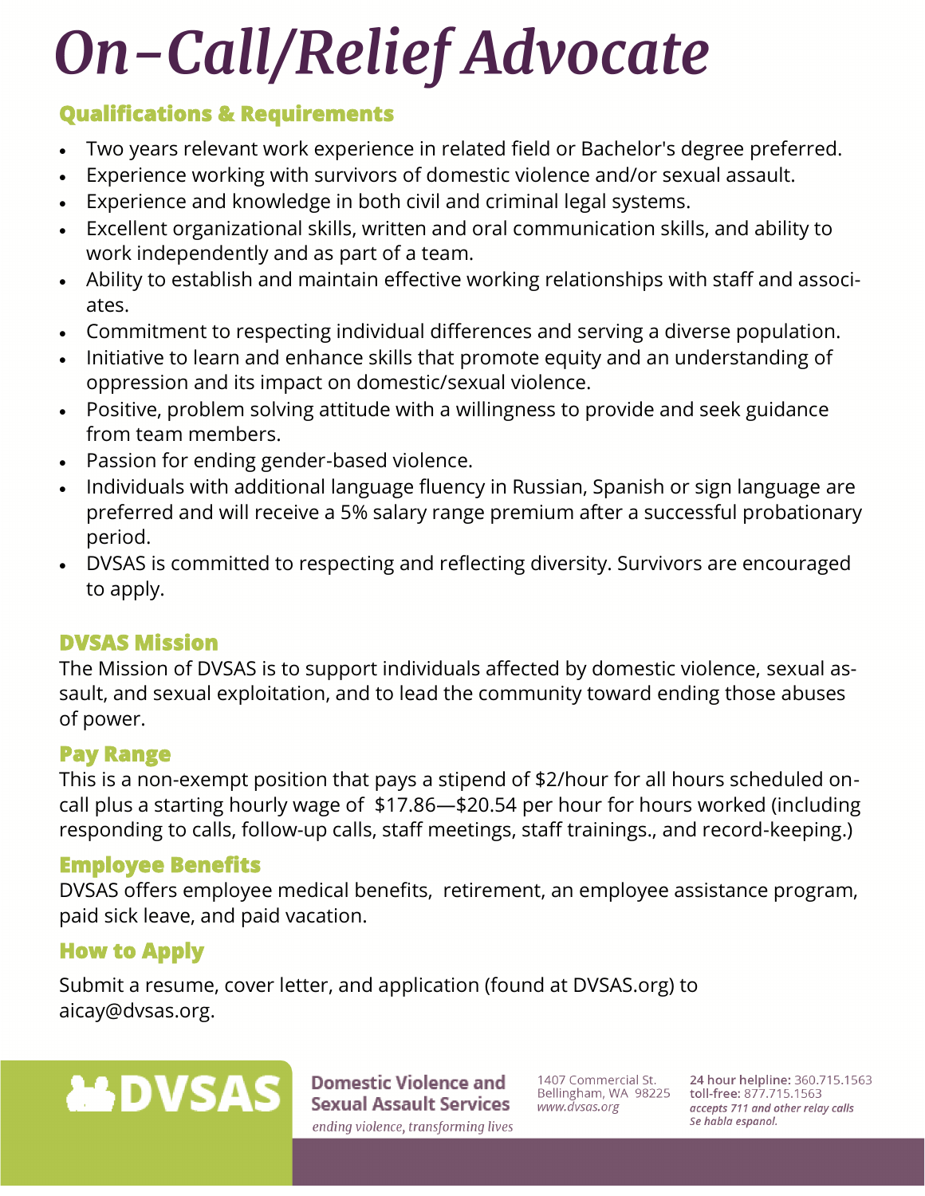# On-Call/Relief Advocate

## Qualifications & Requirements

- Two years relevant work experience in related field or Bachelor's degree preferred.
- Experience working with survivors of domestic violence and/or sexual assault.
- Experience and knowledge in both civil and criminal legal systems.
- Excellent organizational skills, written and oral communication skills, and ability to work independently and as part of a team.
- Ability to establish and maintain effective working relationships with staff and associates.
- Commitment to respecting individual differences and serving a diverse population.
- Initiative to learn and enhance skills that promote equity and an understanding of oppression and its impact on domestic/sexual violence.
- Positive, problem solving attitude with a willingness to provide and seek guidance from team members.
- Passion for ending gender-based violence.
- Individuals with additional language fluency in Russian, Spanish or sign language are preferred and will receive a 5% salary range premium after a successful probationary period.
- DVSAS is committed to respecting and reflecting diversity. Survivors are encouraged to apply.

## DVSAS Mission

The Mission of DVSAS is to support individuals affected by domestic violence, sexual assault, and sexual exploitation, and to lead the community toward ending those abuses of power.

## Pay Range

This is a non-exempt position that pays a stipend of $2/hour for all hours scheduled on-call plus a starting hourly wage of $17.86—$20.54 per hour for hours worked (including responding to calls, follow-up calls, staff meetings, staff trainings., and record-keeping.)

## Employee Benefits

DVSAS offers employee medical benefits, retirement, an employee assistance program, paid sick leave, and paid vacation.

## How to Apply

Submit a resume, cover letter, and application (found at DVSAS.org) to aicay@dvsas.org.

**DVSAS**

**Domestic Violence and Sexual Assault Services**
*ending violence, transforming lives*

1407 Commercial St.
Bellingham, WA 98225
*www.dvsas.org*

**24 hour helpline:** 360.715.1563
**toll-free:** 877.715.1563
*accepts 711 and other relay calls*
*Se habla espanol.*